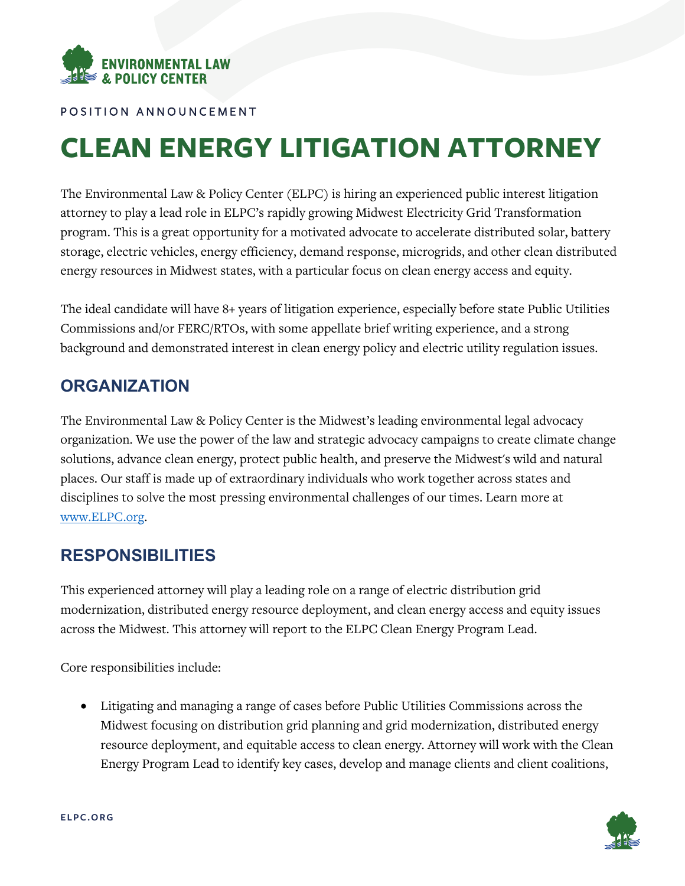ENVIRONMENTAL LAW & POLICY CENTER

POSITION ANNOUNCEMENT

# CLEAN ENERGY LITIGATION ATTORNEY

The Environmental Law & Policy Center (ELPC) is hiring an experienced public interest litigation attorney to play a lead role in ELPC's rapidly growing Midwest Electricity Grid Transformation program. This is a great opportunity for a motivated advocate to accelerate distributed solar, battery storage, electric vehicles, energy efficiency, demand response, microgrids, and other clean distributed energy resources in Midwest states, with a particular focus on clean energy access and equity.

The ideal candidate will have 8+ years of litigation experience, especially before state Public Utilities Commissions and/or FERC/RTOs, with some appellate brief writing experience, and a strong background and demonstrated interest in clean energy policy and electric utility regulation issues.

## ORGANIZATION

The Environmental Law & Policy Center is the Midwest's leading environmental legal advocacy organization. We use the power of the law and strategic advocacy campaigns to create climate change solutions, advance clean energy, protect public health, and preserve the Midwest's wild and natural places. Our staff is made up of extraordinary individuals who work together across states and disciplines to solve the most pressing environmental challenges of our times. Learn more at [www.ELPC.org](http://www.ELPC.org).

## RESPONSIBILITIES

This experienced attorney will play a leading role on a range of electric distribution grid modernization, distributed energy resource deployment, and clean energy access and equity issues across the Midwest. This attorney will report to the ELPC Clean Energy Program Lead.

Core responsibilities include:

- Litigating and managing a range of cases before Public Utilities Commissions across the Midwest focusing on distribution grid planning and grid modernization, distributed energy resource deployment, and equitable access to clean energy. Attorney will work with the Clean Energy Program Lead to identify key cases, develop and manage clients and client coalitions,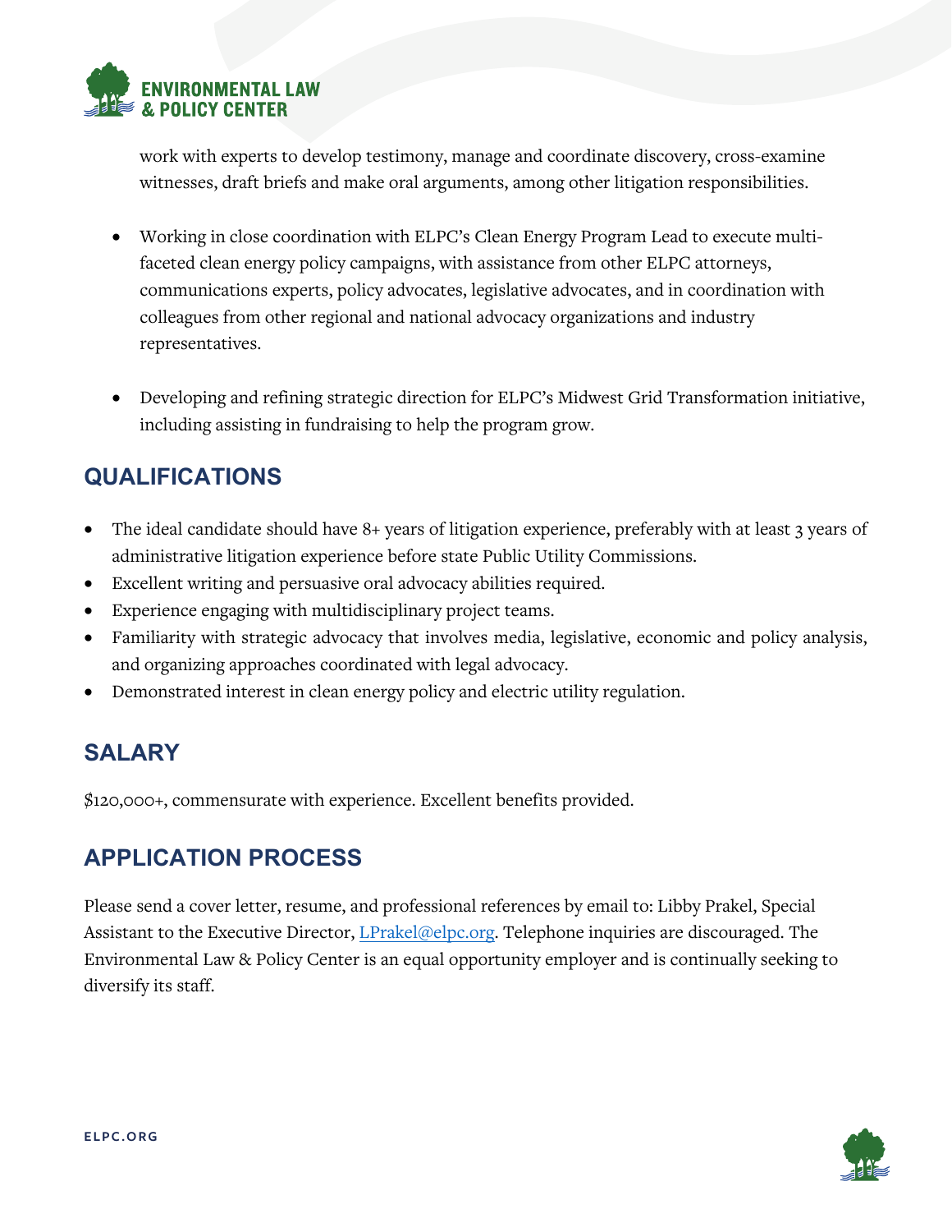work with experts to develop testimony, manage and coordinate discovery, cross-examine witnesses, draft briefs and make oral arguments, among other litigation responsibilities.

- Working in close coordination with ELPC's Clean Energy Program Lead to execute multi-faceted clean energy policy campaigns, with assistance from other ELPC attorneys, communications experts, policy advocates, legislative advocates, and in coordination with colleagues from other regional and national advocacy organizations and industry representatives.

- Developing and refining strategic direction for ELPC's Midwest Grid Transformation initiative, including assisting in fundraising to help the program grow.

## QUALIFICATIONS

- The ideal candidate should have 8+ years of litigation experience, preferably with at least 3 years of administrative litigation experience before state Public Utility Commissions.
- Excellent writing and persuasive oral advocacy abilities required.
- Experience engaging with multidisciplinary project teams.
- Familiarity with strategic advocacy that involves media, legislative, economic and policy analysis, and organizing approaches coordinated with legal advocacy.
- Demonstrated interest in clean energy policy and electric utility regulation.

## SALARY

$120,000+, commensurate with experience. Excellent benefits provided.

## APPLICATION PROCESS

Please send a cover letter, resume, and professional references by email to: Libby Prakel, Special Assistant to the Executive Director, LPrakel@elpc.org. Telephone inquiries are discouraged. The Environmental Law & Policy Center is an equal opportunity employer and is continually seeking to diversify its staff.